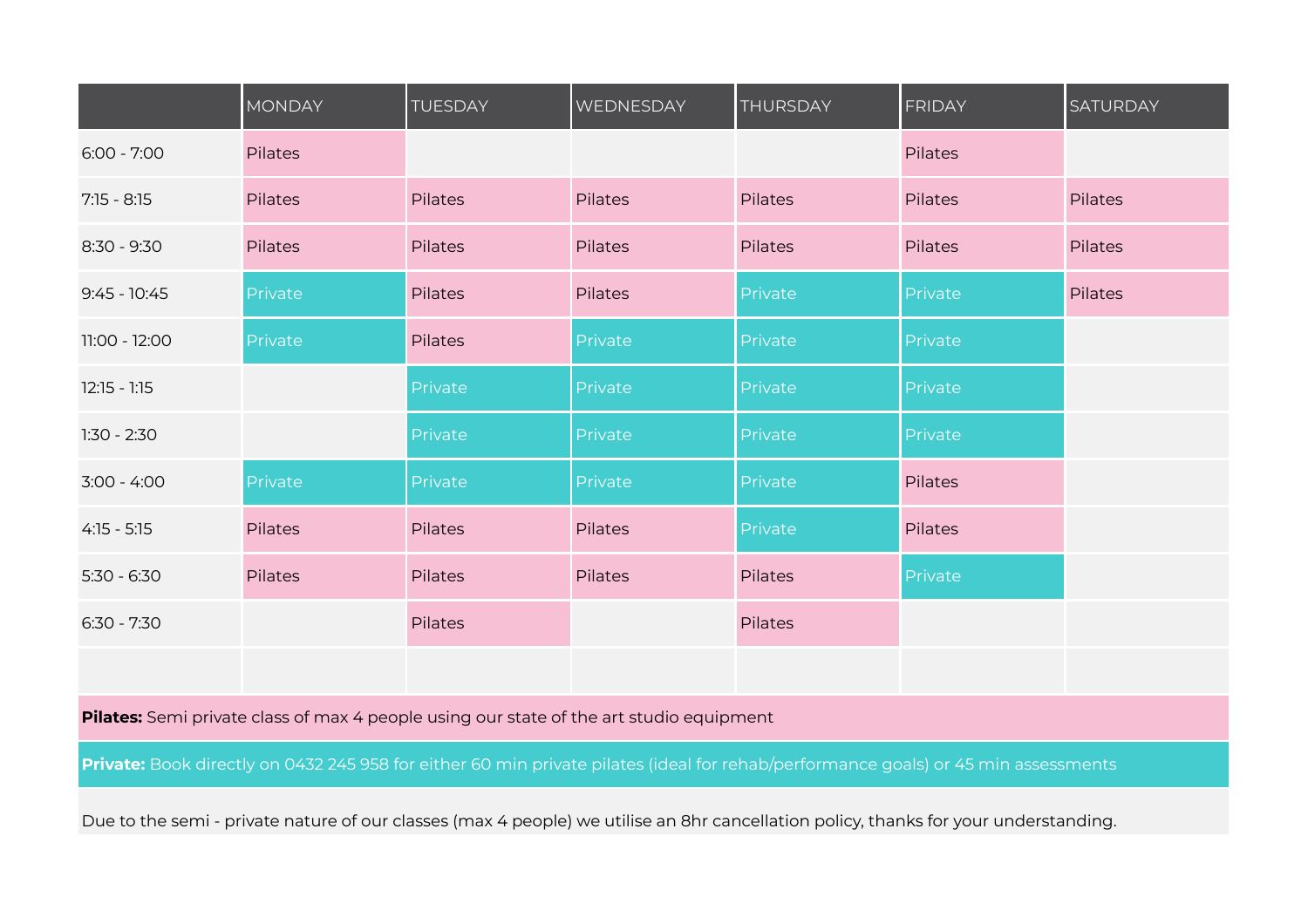| | MONDAY | TUESDAY | WEDNESDAY | THURSDAY | FRIDAY | SATURDAY |
|---|---|---|---|---|---|---|
| 6:00 - 7:00 | Pilates | | | | Pilates | |
| 7:15 - 8:15 | Pilates | Pilates | Pilates | Pilates | Pilates | Pilates |
| 8:30 - 9:30 | Pilates | Pilates | Pilates | Pilates | Pilates | Pilates |
| 9:45 - 10:45 | Private | Pilates | Pilates | Private | Private | Pilates |
| 11:00 - 12:00 | Private | Pilates | Private | Private | Private | |
| 12:15 - 1:15 | | Private | Private | Private | Private | |
| 1:30 - 2:30 | | Private | Private | Private | Private | |
| 3:00 - 4:00 | Private | Private | Private | Private | Pilates | |
| 4:15 - 5:15 | Pilates | Pilates | Pilates | Private | Pilates | |
| 5:30 - 6:30 | Pilates | Pilates | Pilates | Pilates | Private | |
| 6:30 - 7:30 | | Pilates | | Pilates | | |
| | | | | | | |

**Pilates:** Semi private class of max 4 people using our state of the art studio equipment

**Private:** Book directly on 0432 245 958 for either 60 min private pilates (ideal for rehab/performance goals) or 45 min assessments

Due to the semi - private nature of our classes (max 4 people) we utilise an 8hr cancellation policy, thanks for your understanding.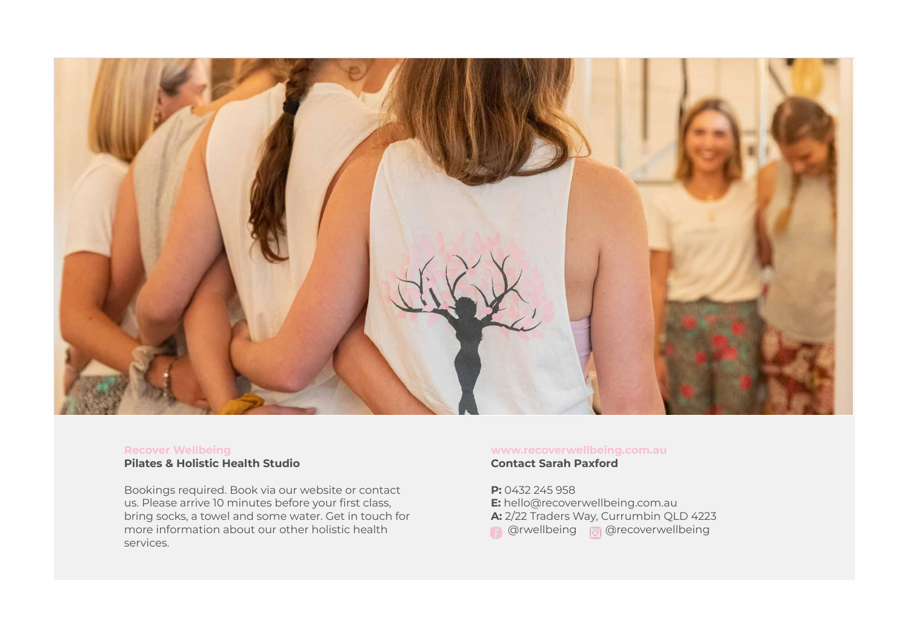**Recover Wellbeing**
**Pilates & Holistic Health Studio**

Bookings required. Book via our website or contact us. Please arrive 10 minutes before your first class, bring socks, a towel and some water. Get in touch for more information about our other holistic health services.

**www.recoverwellbeing.com.au**
**Contact Sarah Paxford**

**P:** 0432 245 958
**E:** hello@recoverwellbeing.com.au
**A:** 2/22 Traders Way, Currumbin QLD 4223
@rwellbeing @recoverwellbeing